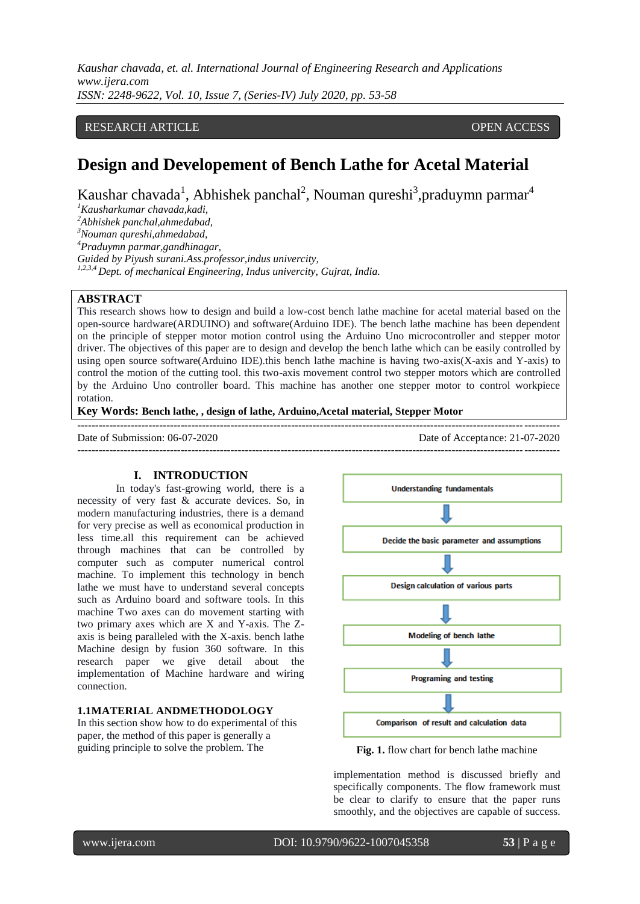RESEARCH ARTICLE OPEN ACCESS

# Design and Developement of Bench Lathe for Acetal Material

Kaushar chavada[1], Abhishek panchal[2], Nouman qureshi[3],praduymn parmar[4]

*[1]Kausharkumar chavada,kadi,*
*[2]Abhishek panchal,ahmedabad,*
*[3]Nouman qureshi,ahmedabad,*
*[4]Praduymn parmar,gandhinagar,*
*Guided by Piyush surani.Ass.professor,indus univercity,*
*[1,2,3,4] Dept. of mechanical Engineering, Indus univercity, Gujrat, India.*

## ABSTRACT

This research shows how to design and build a low-cost bench lathe machine for acetal material based on the open-source hardware(ARDUINO) and software(Arduino IDE). The bench lathe machine has been dependent on the principle of stepper motor motion control using the Arduino Uno microcontroller and stepper motor driver. The objectives of this paper are to design and develop the bench lathe which can be easily controlled by using open source software(Arduino IDE).this bench lathe machine is having two-axis(X-axis and Y-axis) to control the motion of the cutting tool. this two-axis movement control two stepper motors which are controlled by the Arduino Uno controller board. This machine has another one stepper motor to control workpiece rotation.

**Key Words: Bench lathe, , design of lathe, Arduino,Acetal material, Stepper Motor**

---

Date of Submission: 06-07-2020 Date of Acceptance: 21-07-2020

---

## I. INTRODUCTION

In today's fast-growing world, there is a necessity of very fast & accurate devices. So, in modern manufacturing industries, there is a demand for very precise as well as economical production in less time.all this requirement can be achieved through machines that can be controlled by computer such as computer numerical control machine. To implement this technology in bench lathe we must have to understand several concepts such as Arduino board and software tools. In this machine Two axes can do movement starting with two primary axes which are X and Y-axis. The Z-axis is being paralleled with the X-axis. bench lathe Machine design by fusion 360 software. In this research paper we give detail about the implementation of Machine hardware and wiring connection.

### 1.1MATERIAL ANDMETHODOLOGY

In this section show how to do experimental of this paper, the method of this paper is generally a guiding principle to solve the problem. The implementation method is discussed briefly and specifically components. The flow framework must be clear to clarify to ensure that the paper runs smoothly, and the objectives are capable of success.

Understanding fundamentals
↓
Decide the basic parameter and assumptions
↓
Design calculation of various parts
↓
Modeling of bench lathe
↓
Programing and testing
↓
Comparison of result and calculation data

**Fig. 1.** flow chart for bench lathe machine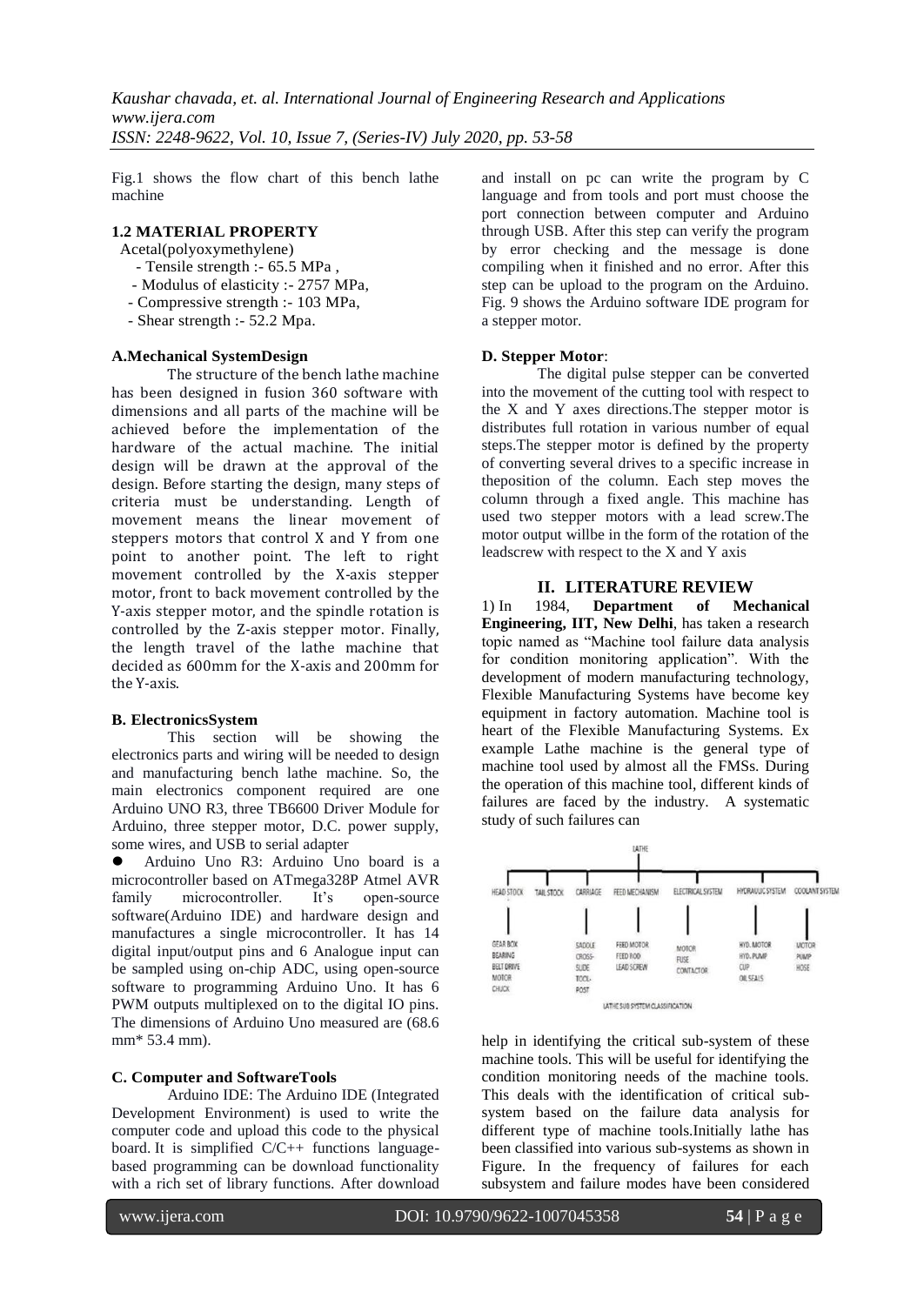Fig.1 shows the flow chart of this bench lathe machine

### 1.2 MATERIAL PROPERTY

Acetal(polyoxymethylene)

- Tensile strength :- 65.5 MPa ,
- Modulus of elasticity :- 2757 MPa,
- Compressive strength :- 103 MPa,
- Shear strength :- 52.2 Mpa.

### A.Mechanical SystemDesign

The structure of the bench lathe machine has been designed in fusion 360 software with dimensions and all parts of the machine will be achieved before the implementation of the hardware of the actual machine. The initial design will be drawn at the approval of the design. Before starting the design, many steps of criteria must be understanding. Length of movement means the linear movement of steppers motors that control X and Y from one point to another point. The left to right movement controlled by the X-axis stepper motor, front to back movement controlled by the Y-axis stepper motor, and the spindle rotation is controlled by the Z-axis stepper motor. Finally, the length travel of the lathe machine that decided as 600mm for the X-axis and 200mm for the Y-axis.

### B. ElectronicsSystem

This section will be showing the electronics parts and wiring will be needed to design and manufacturing bench lathe machine. So, the main electronics component required are one Arduino UNO R3, three TB6600 Driver Module for Arduino, three stepper motor, D.C. power supply, some wires, and USB to serial adapter

- Arduino Uno R3: Arduino Uno board is a microcontroller based on ATmega328P Atmel AVR family microcontroller. It's open-source software(Arduino IDE) and hardware design and manufactures a single microcontroller. It has 14 digital input/output pins and 6 Analogue input can be sampled using on-chip ADC, using open-source software to programming Arduino Uno. It has 6 PWM outputs multiplexed on to the digital IO pins. The dimensions of Arduino Uno measured are (68.6 mm* 53.4 mm).

### C. Computer and SoftwareTools

Arduino IDE: The Arduino IDE (Integrated Development Environment) is used to write the computer code and upload this code to the physical board. It is simplified C/C++ functions language-based programming can be download functionality with a rich set of library functions. After download and install on pc can write the program by C language and from tools and port must choose the port connection between computer and Arduino through USB. After this step can verify the program by error checking and the message is done compiling when it finished and no error. After this step can be upload to the program on the Arduino. Fig. 9 shows the Arduino software IDE program for a stepper motor.

### D. Stepper Motor:

The digital pulse stepper can be converted into the movement of the cutting tool with respect to the X and Y axes directions.The stepper motor is distributes full rotation in various number of equal steps.The stepper motor is defined by the property of converting several drives to a specific increase in theposition of the column. Each step moves the column through a fixed angle. This machine has used two stepper motors with a lead screw.The motor output willbe in the form of the rotation of the leadscrew with respect to the X and Y axis

## II. LITERATURE REVIEW

1) In 1984, **Department of Mechanical Engineering, IIT, New Delhi**, has taken a research topic named as "Machine tool failure data analysis for condition monitoring application". With the development of modern manufacturing technology, Flexible Manufacturing Systems have become key equipment in factory automation. Machine tool is heart of the Flexible Manufacturing Systems. Ex example Lathe machine is the general type of machine tool used by almost all the FMSs. During the operation of this machine tool, different kinds of failures are faced by the industry. A systematic study of such failures can

LATHE

| HEAD STOCK | TAIL STOCK | CARRIAGE | FEED MECHANISM | ELECTRICAL SYSTEM | HYDRAULIC SYSTEM | COOLANT SYSTEM |
|---|---|---|---|---|---|---|
| GEAR BOX<br>BEARING<br>BELT DRIVE<br>MOTOR<br>CHUCK | | SADDLE<br>CROSS-SLIDE<br>TOOL-POST | FEED MOTOR<br>FEED ROD<br>LEAD SCREW | MOTOR<br>FUSE<br>CONTACTOR | HYD. MOTOR<br>HYD. PUMP<br>CUP<br>OIL SEALS | MOTOR<br>PUMP<br>HOSE |

LATHE SUB SYSTEM CLASSIFICATION

help in identifying the critical sub-system of these machine tools. This will be useful for identifying the condition monitoring needs of the machine tools. This deals with the identification of critical sub-system based on the failure data analysis for different type of machine tools.Initially lathe has been classified into various sub-systems as shown in Figure. In the frequency of failures for each subsystem and failure modes have been considered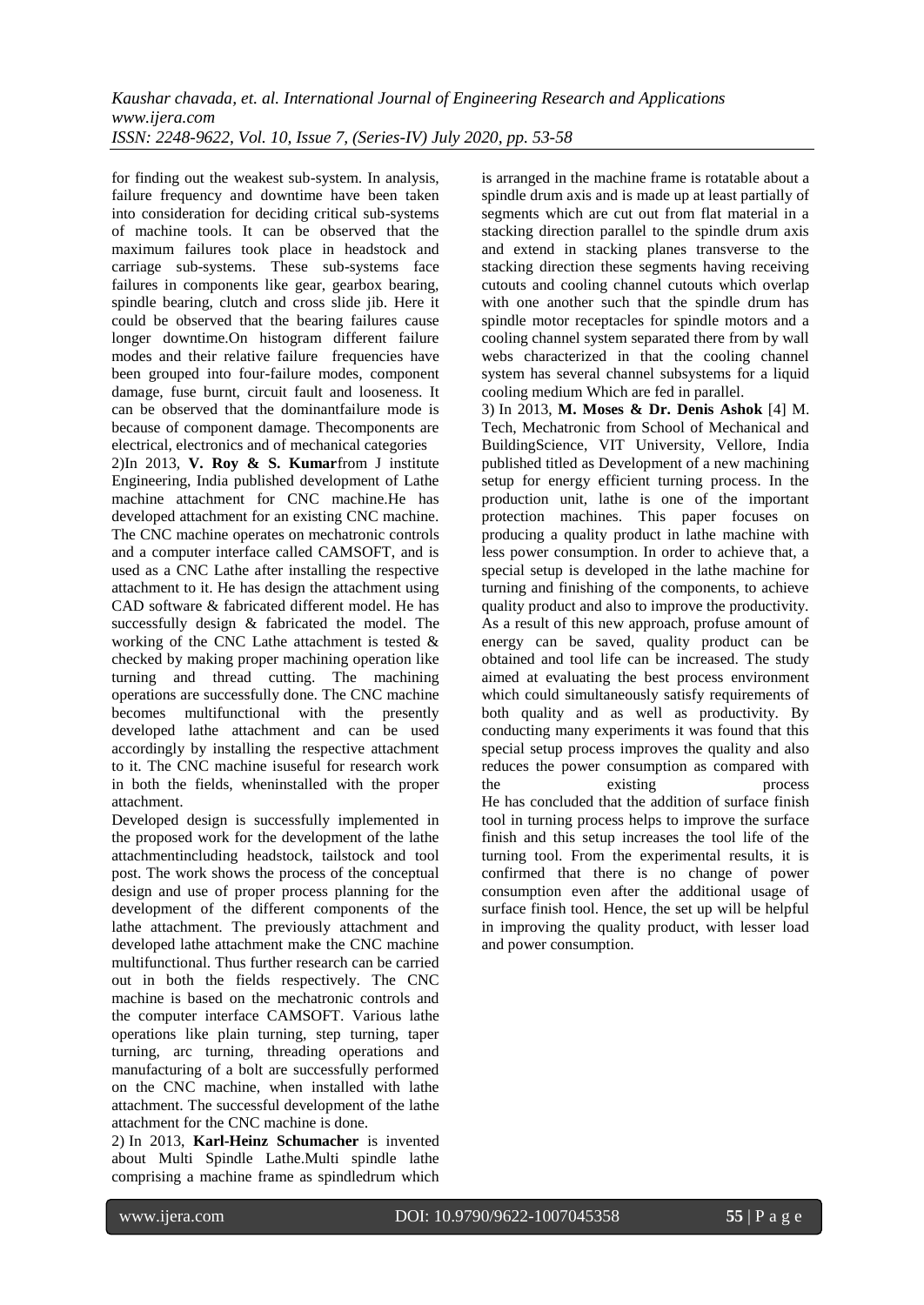for finding out the weakest sub-system. In analysis, failure frequency and downtime have been taken into consideration for deciding critical sub-systems of machine tools. It can be observed that the maximum failures took place in headstock and carriage sub-systems. These sub-systems face failures in components like gear, gearbox bearing, spindle bearing, clutch and cross slide jib. Here it could be observed that the bearing failures cause longer downtime.On histogram different failure modes and their relative failure frequencies have been grouped into four-failure modes, component damage, fuse burnt, circuit fault and looseness. It can be observed that the dominantfailure mode is because of component damage. Thecomponents are electrical, electronics and of mechanical categories

2)In 2013, **V. Roy & S. Kumar**from J institute Engineering, India published development of Lathe machine attachment for CNC machine.He has developed attachment for an existing CNC machine. The CNC machine operates on mechatronic controls and a computer interface called CAMSOFT, and is used as a CNC Lathe after installing the respective attachment to it. He has design the attachment using CAD software & fabricated different model. He has successfully design & fabricated the model. The working of the CNC Lathe attachment is tested & checked by making proper machining operation like turning and thread cutting. The machining operations are successfully done. The CNC machine becomes multifunctional with the presently developed lathe attachment and can be used accordingly by installing the respective attachment to it. The CNC machine isuseful for research work in both the fields, wheninstalled with the proper attachment.

Developed design is successfully implemented in the proposed work for the development of the lathe attachmentincluding headstock, tailstock and tool post. The work shows the process of the conceptual design and use of proper process planning for the development of the different components of the lathe attachment. The previously attachment and developed lathe attachment make the CNC machine multifunctional. Thus further research can be carried out in both the fields respectively. The CNC machine is based on the mechatronic controls and the computer interface CAMSOFT. Various lathe operations like plain turning, step turning, taper turning, arc turning, threading operations and manufacturing of a bolt are successfully performed on the CNC machine, when installed with lathe attachment. The successful development of the lathe attachment for the CNC machine is done.

2) In 2013, **Karl-Heinz Schumacher** is invented about Multi Spindle Lathe.Multi spindle lathe comprising a machine frame as spindledrum which is arranged in the machine frame is rotatable about a spindle drum axis and is made up at least partially of segments which are cut out from flat material in a stacking direction parallel to the spindle drum axis and extend in stacking planes transverse to the stacking direction these segments having receiving cutouts and cooling channel cutouts which overlap with one another such that the spindle drum has spindle motor receptacles for spindle motors and a cooling channel system separated there from by wall webs characterized in that the cooling channel system has several channel subsystems for a liquid cooling medium Which are fed in parallel.

3) In 2013, **M. Moses & Dr. Denis Ashok** [4] M. Tech, Mechatronic from School of Mechanical and BuildingScience, VIT University, Vellore, India published titled as Development of a new machining setup for energy efficient turning process. In the production unit, lathe is one of the important protection machines. This paper focuses on producing a quality product in lathe machine with less power consumption. In order to achieve that, a special setup is developed in the lathe machine for turning and finishing of the components, to achieve quality product and also to improve the productivity. As a result of this new approach, profuse amount of energy can be saved, quality product can be obtained and tool life can be increased. The study aimed at evaluating the best process environment which could simultaneously satisfy requirements of both quality and as well as productivity. By conducting many experiments it was found that this special setup process improves the quality and also reduces the power consumption as compared with the existing process

He has concluded that the addition of surface finish tool in turning process helps to improve the surface finish and this setup increases the tool life of the turning tool. From the experimental results, it is confirmed that there is no change of power consumption even after the additional usage of surface finish tool. Hence, the set up will be helpful in improving the quality product, with lesser load and power consumption.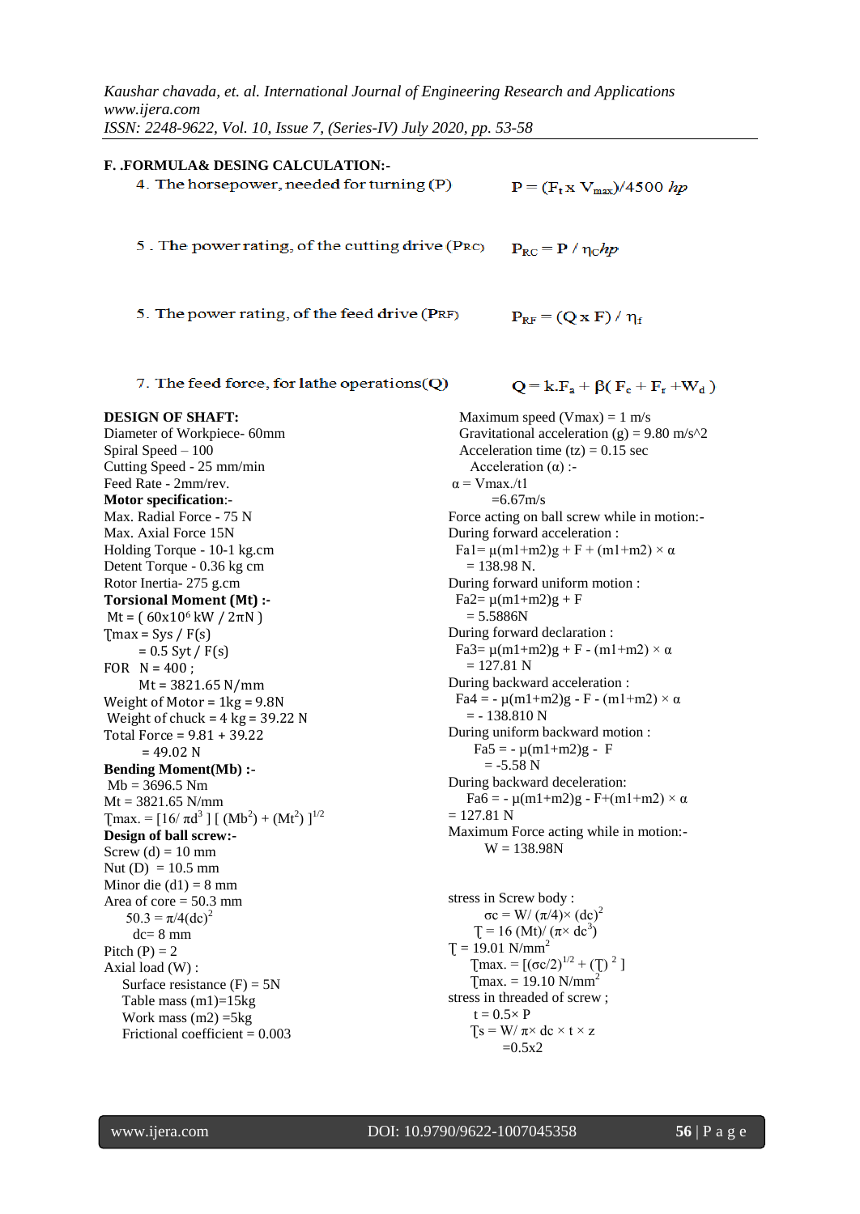**F. .FORMULA& DESING CALCULATION:-**

4. The horsepower, needed for turning (P) $P = (F_t \times V_{max})/4500\ hp$

5 . The power rating, of the cutting drive (PRC) $P_{RC} = P / \eta_C hp$

5. The power rating, of the feed drive (PRF) $P_{RF} = (Q \times F) / \eta_f$

7. The feed force, for lathe operations(Q) $Q = k.F_a + \beta( F_c + F_r + W_d )$

**DESIGN OF SHAFT:**

Diameter of Workpiece- 60mm

Spiral Speed – 100

Cutting Speed - 25 mm/min

Feed Rate - 2mm/rev.

**Motor specification**:-

Max. Radial Force - 75 N

Max. Axial Force 15N

Holding Torque - 10-1 kg.cm

Detent Torque - 0.36 kg cm

Rotor Inertia- 275 g.cm

**Torsional Moment (Mt) :-**

$Mt = ( 60x10^6 kW / 2\pi N )$

$\tau max = Sys / F(s)$

$= 0.5\ Syt / F(s)$

FOR N = 400 ;

Mt = 3821.65 N/mm

Weight of Motor = 1kg = 9.8N

Weight of chuck = 4 kg = 39.22 N

Total Force = 9.81 + 39.22

= 49.02 N

**Bending Moment(Mb) :-**

Mb = 3696.5 Nm

Mt = 3821.65 N/mm

$\tau max. = [16/ \pi d^3 ] [ (Mb^2) + (Mt^2) ]^{1/2}$

**Design of ball screw:-**

Screw (d) = 10 mm

Nut (D) = 10.5 mm

Minor die (d1) = 8 mm

Area of core = 50.3 mm

$50.3 = \pi/4(dc)^2$

dc= 8 mm

Pitch (P) = 2

Axial load (W) :

Surface resistance (F) = 5N

Table mass (m1)=15kg

Work mass (m2) =5kg

Frictional coefficient = 0.003

Maximum speed (Vmax) = 1 m/s

Gravitational acceleration (g) = 9.80 m/s^2

Acceleration time (tz) = 0.15 sec

Acceleration (α) :-

α = Vmax./t1

=6.67m/s

Force acting on ball screw while in motion:-

During forward acceleration :

$Fa1= \mu(m1+m2)g + F + (m1+m2) \times \alpha$

= 138.98 N.

During forward uniform motion :

$Fa2= \mu(m1+m2)g + F$

= 5.5886N

During forward declaration :

$Fa3= \mu(m1+m2)g + F - (m1+m2) \times \alpha$

= 127.81 N

During backward acceleration :

$Fa4 = - \mu(m1+m2)g - F - (m1+m2) \times \alpha$

= - 138.810 N

During uniform backward motion :

$Fa5 = - \mu(m1+m2)g - F$

= -5.58 N

During backward deceleration:

$Fa6 = - \mu(m1+m2)g - F+(m1+m2) \times \alpha$

= 127.81 N

Maximum Force acting while in motion:-

W = 138.98N

stress in Screw body :

$\sigma c = W/ (\pi/4)\times (dc)^2$

$\tau = 16 (Mt)/ (\pi\times dc^3)$

$\tau = 19.01\ N/mm^2$

$\tau max. = [(\sigma c/2)^{1/2} + (\tau)^2 ]$

$\tau max. = 19.10\ N/mm^2$

stress in threaded of screw ;

$t = 0.5\times P$

$\tau s = W/ \pi\times dc \times t \times z$

=0.5x2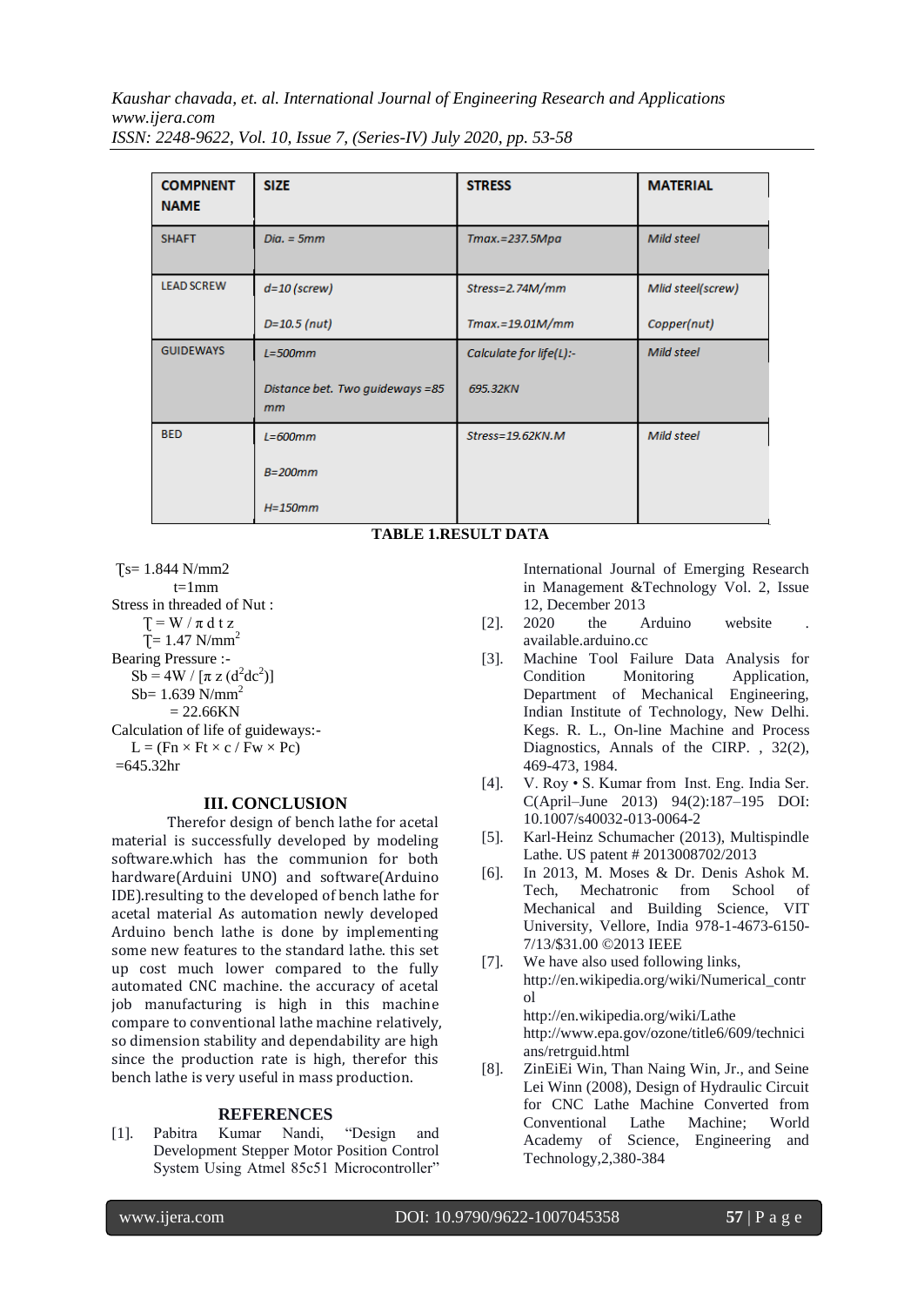| COMPNENT NAME | SIZE | STRESS | MATERIAL |
|---|---|---|---|
| SHAFT | *Dia. = 5mm* | *Tmax.=237.5Mpa* | *Mild steel* |
| LEAD SCREW | *d=10 (screw)*<br><br>*D=10.5 (nut)* | *Stress=2.74M/mm*<br><br>*Tmax.=19.01M/mm* | *Mlid steel(screw)*<br><br>*Copper(nut)* |
| GUIDEWAYS | *L=500mm*<br><br>*Distance bet. Two guideways =85 mm* | *Calculate for life(L):-*<br><br>*695.32KN* | *Mild steel* |
| BED | *L=600mm*<br><br>*B=200mm*<br><br>*H=150mm* | *Stress=19.62KN.M* | *Mild steel* |

**TABLE 1.RESULT DATA**

$\tau s$= 1.844 N/mm2
t=1mm

Stress in threaded of Nut :

$\tau = W / \pi\, d\, t\, z$

$\tau$= 1.47 N/mm$^2$

Bearing Pressure :-

Sb = 4W / [$\pi$ z (d$^2$dc$^2$)]

Sb= 1.639 N/mm$^2$

= 22.66KN

Calculation of life of guideways:-

L = (Fn × Ft × c / Fw × Pc)

=645.32hr

## III. CONCLUSION

Therefor design of bench lathe for acetal material is successfully developed by modeling software.which has the communion for both hardware(Arduini UNO) and software(Arduino IDE).resulting to the developed of bench lathe for acetal material As automation newly developed Arduino bench lathe is done by implementing some new features to the standard lathe. this set up cost much lower compared to the fully automated CNC machine. the accuracy of acetal job manufacturing is high in this machine compare to conventional lathe machine relatively, so dimension stability and dependability are high since the production rate is high, therefor this bench lathe is very useful in mass production.

## REFERENCES

[1]. Pabitra Kumar Nandi, "Design and Development Stepper Motor Position Control System Using Atmel 85c51 Microcontroller" International Journal of Emerging Research in Management &Technology Vol. 2, Issue 12, December 2013

[2]. 2020 the Arduino website . available.arduino.cc

[3]. Machine Tool Failure Data Analysis for Condition Monitoring Application, Department of Mechanical Engineering, Indian Institute of Technology, New Delhi. Kegs. R. L., On-line Machine and Process Diagnostics, Annals of the CIRP. , 32(2), 469-473, 1984.

[4]. V. Roy • S. Kumar from Inst. Eng. India Ser. C(April–June 2013) 94(2):187–195 DOI: 10.1007/s40032-013-0064-2

[5]. Karl-Heinz Schumacher (2013), Multispindle Lathe. US patent # 2013008702/2013

[6]. In 2013, M. Moses & Dr. Denis Ashok M. Tech, Mechatronic from School of Mechanical and Building Science, VIT University, Vellore, India 978-1-4673-6150-7/13/$31.00 ©2013 IEEE

[7]. We have also used following links, http://en.wikipedia.org/wiki/Numerical_control http://en.wikipedia.org/wiki/Lathe http://www.epa.gov/ozone/title6/609/technicians/retrguid.html

[8]. ZinEiEi Win, Than Naing Win, Jr., and Seine Lei Winn (2008), Design of Hydraulic Circuit for CNC Lathe Machine Converted from Conventional Lathe Machine; World Academy of Science, Engineering and Technology,2,380-384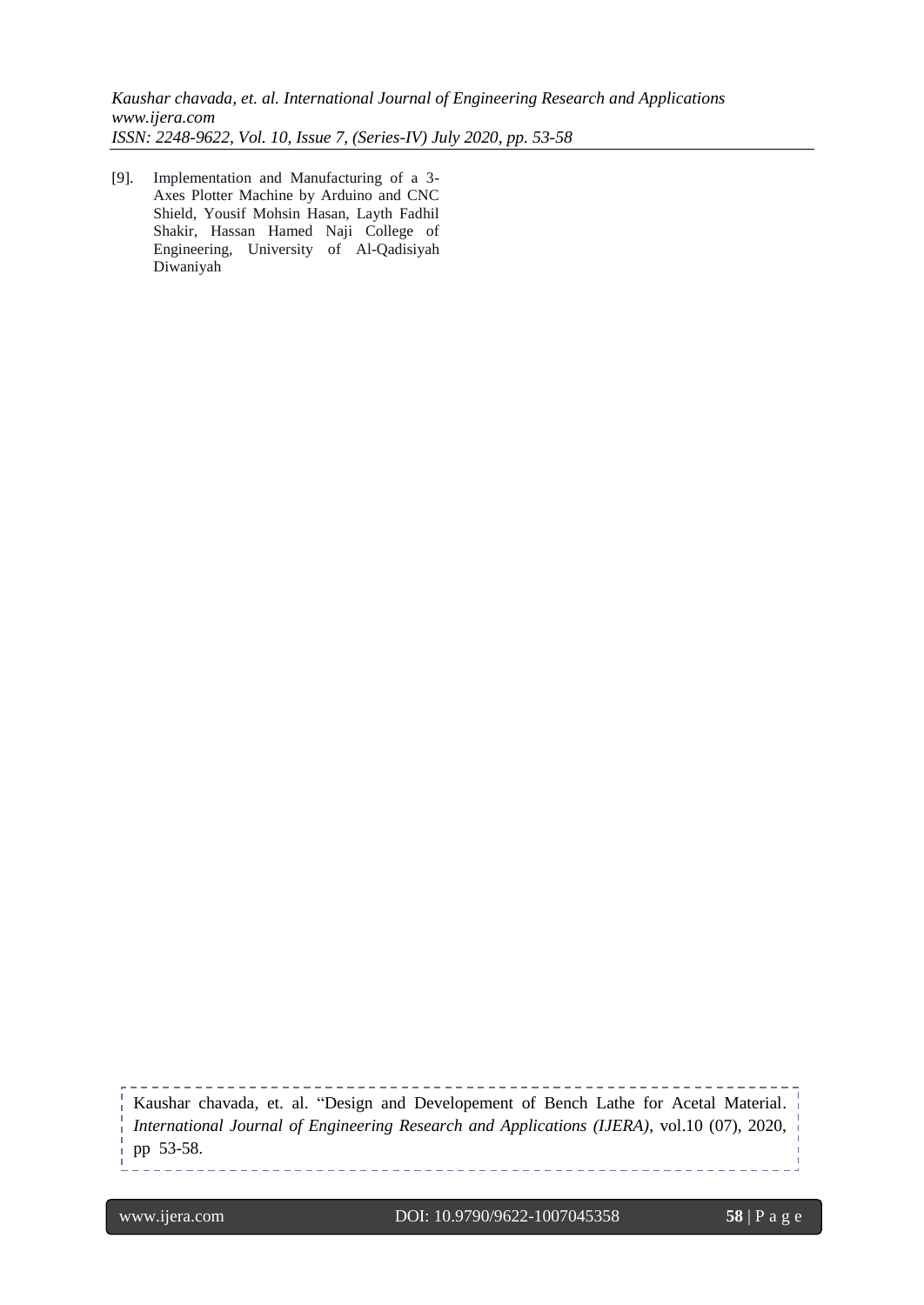[9]. Implementation and Manufacturing of a 3-Axes Plotter Machine by Arduino and CNC Shield, Yousif Mohsin Hasan, Layth Fadhil Shakir, Hassan Hamed Naji College of Engineering, University of Al-Qadisiyah Diwaniyah

Kaushar chavada, et. al. "Design and Developement of Bench Lathe for Acetal Material. *International Journal of Engineering Research and Applications (IJERA)*, vol.10 (07), 2020, pp 53-58.